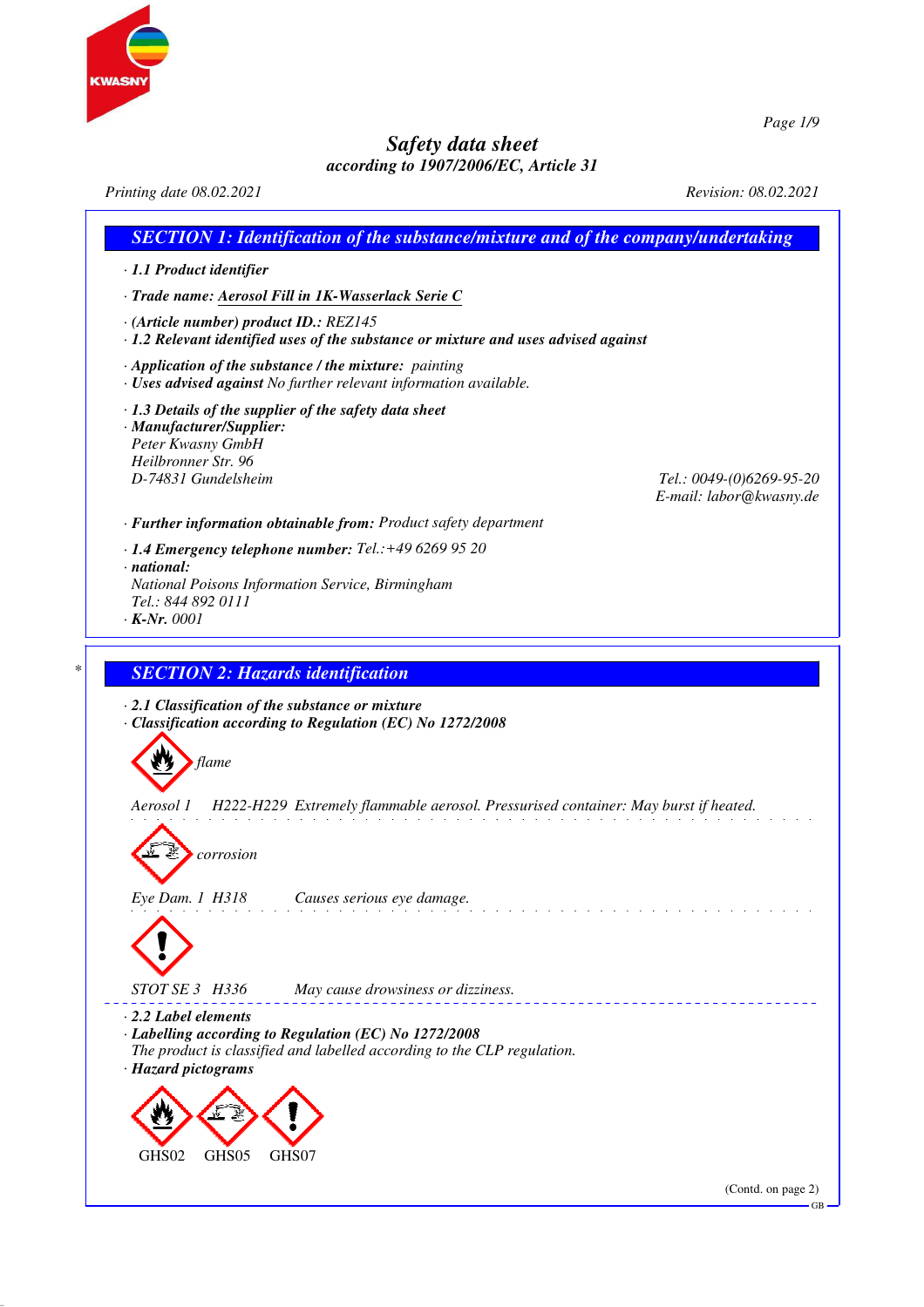# Safety data sheet
### according to 1907/2006/EC, Article 31

*Printing date 08.02.2021* *Revision: 08.02.2021*

## SECTION 1: Identification of the substance/mixture and of the company/undertaking

· **1.1 Product identifier**

· **Trade name: Aerosol Fill in 1K-Wasserlack Serie C**

· **(Article number) product ID.:** REZ145

· **1.2 Relevant identified uses of the substance or mixture and uses advised against**

· **Application of the substance / the mixture:** painting

· **Uses advised against** No further relevant information available.

· **1.3 Details of the supplier of the safety data sheet**

· **Manufacturer/Supplier:**
Peter Kwasny GmbH
Heilbronner Str. 96
D-74831 Gundelsheim
Tel.: 0049-(0)6269-95-20
E-mail: labor@kwasny.de

· **Further information obtainable from:** Product safety department

· **1.4 Emergency telephone number:** Tel.:+49 6269 95 20

· **national:**
National Poisons Information Service, Birmingham
Tel.: 844 892 0111

· **K-Nr.** 0001

## SECTION 2: Hazards identification

· **2.1 Classification of the substance or mixture**

· **Classification according to Regulation (EC) No 1272/2008**

flame

Aerosol 1 H222-H229 Extremely flammable aerosol. Pressurised container: May burst if heated.

corrosion

Eye Dam. 1 H318 Causes serious eye damage.

STOT SE 3 H336 May cause drowsiness or dizziness.

· **2.2 Label elements**

· **Labelling according to Regulation (EC) No 1272/2008**
The product is classified and labelled according to the CLP regulation.

· **Hazard pictograms**

GHS02 GHS05 GHS07

(Contd. on page 2)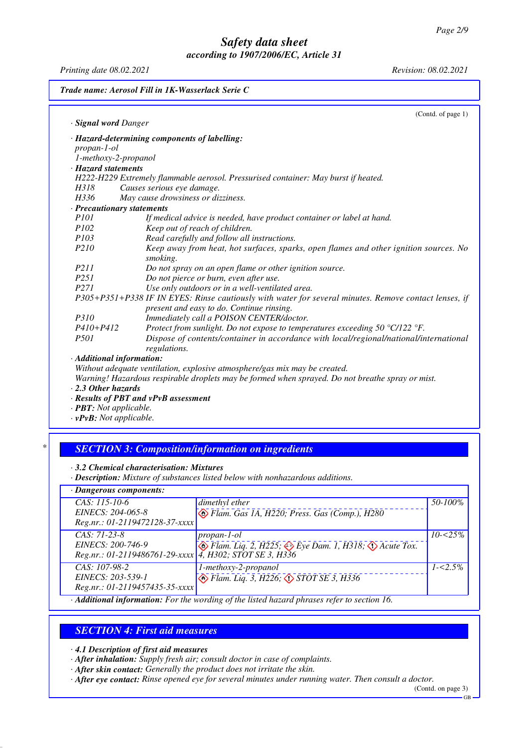**Trade name: Aerosol Fill in 1K-Wasserlack Serie C**

(Contd. of page 1)

· **Signal word** Danger

· **Hazard-determining components of labelling:**
propan-1-ol
1-methoxy-2-propanol

· **Hazard statements**
H222-H229 Extremely flammable aerosol. Pressurised container: May burst if heated.
H318 Causes serious eye damage.
H336 May cause drowsiness or dizziness.

· **Precautionary statements**
P101 If medical advice is needed, have product container or label at hand.
P102 Keep out of reach of children.
P103 Read carefully and follow all instructions.
P210 Keep away from heat, hot surfaces, sparks, open flames and other ignition sources. No smoking.
P211 Do not spray on an open flame or other ignition source.
P251 Do not pierce or burn, even after use.
P271 Use only outdoors or in a well-ventilated area.
P305+P351+P338 IF IN EYES: Rinse cautiously with water for several minutes. Remove contact lenses, if present and easy to do. Continue rinsing.
P310 Immediately call a POISON CENTER/doctor.
P410+P412 Protect from sunlight. Do not expose to temperatures exceeding 50 °C/122 °F.
P501 Dispose of contents/container in accordance with local/regional/national/international regulations.

· **Additional information:**
Without adequate ventilation, explosive atmosphere/gas mix may be created.
Warning! Hazardous respirable droplets may be formed when sprayed. Do not breathe spray or mist.

· **2.3 Other hazards**
· **Results of PBT and vPvB assessment**
· **PBT:** Not applicable.
· **vPvB:** Not applicable.

## SECTION 3: Composition/information on ingredients

· **3.2 Chemical characterisation: Mixtures**
· **Description:** Mixture of substances listed below with nonhazardous additions.

· **Dangerous components:**

| Identifiers | Name / Classification | Concentration |
|---|---|---|
| CAS: 115-10-6<br>EINECS: 204-065-8<br>Reg.nr.: 01-2119472128-37-xxxx | dimethyl ether<br>Flam. Gas 1A, H220; Press. Gas (Comp.), H280 | 50-100% |
| CAS: 71-23-8<br>EINECS: 200-746-9<br>Reg.nr.: 01-2119486761-29-xxxx | propan-1-ol<br>Flam. Liq. 2, H225; Eye Dam. 1, H318; Acute Tox. 4, H302; STOT SE 3, H336 | 10-<25% |
| CAS: 107-98-2<br>EINECS: 203-539-1<br>Reg.nr.: 01-2119457435-35-xxxx | 1-methoxy-2-propanol<br>Flam. Liq. 3, H226; STOT SE 3, H336 | 1-<2.5% |

· **Additional information:** For the wording of the listed hazard phrases refer to section 16.

## SECTION 4: First aid measures

· **4.1 Description of first aid measures**
· **After inhalation:** Supply fresh air; consult doctor in case of complaints.
· **After skin contact:** Generally the product does not irritate the skin.
· **After eye contact:** Rinse opened eye for several minutes under running water. Then consult a doctor.

(Contd. on page 3)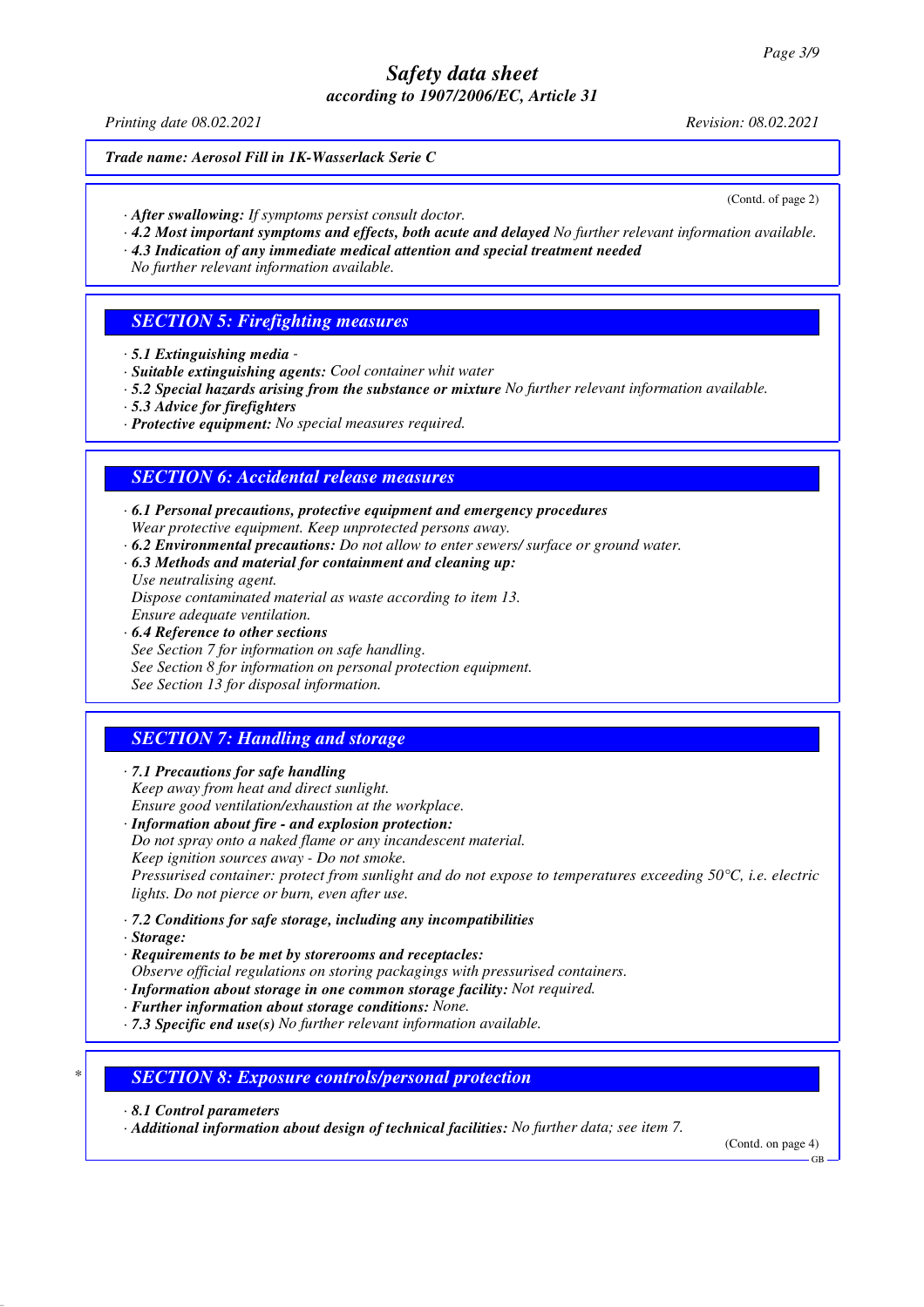**Trade name: Aerosol Fill in 1K-Wasserlack Serie C**

(Contd. of page 2)

· ***After swallowing:*** *If symptoms persist consult doctor.*
· ***4.2 Most important symptoms and effects, both acute and delayed*** *No further relevant information available.*
· ***4.3 Indication of any immediate medical attention and special treatment needed***
*No further relevant information available.*

## *SECTION 5: Firefighting measures*

· ***5.1 Extinguishing media*** *-*
· ***Suitable extinguishing agents:*** *Cool container whit water*
· ***5.2 Special hazards arising from the substance or mixture*** *No further relevant information available.*
· ***5.3 Advice for firefighters***
· ***Protective equipment:*** *No special measures required.*

## *SECTION 6: Accidental release measures*

· ***6.1 Personal precautions, protective equipment and emergency procedures***
*Wear protective equipment. Keep unprotected persons away.*
· ***6.2 Environmental precautions:*** *Do not allow to enter sewers/ surface or ground water.*
· ***6.3 Methods and material for containment and cleaning up:***
*Use neutralising agent.*
*Dispose contaminated material as waste according to item 13.*
*Ensure adequate ventilation.*
· ***6.4 Reference to other sections***
*See Section 7 for information on safe handling.*
*See Section 8 for information on personal protection equipment.*
*See Section 13 for disposal information.*

## *SECTION 7: Handling and storage*

· ***7.1 Precautions for safe handling***
*Keep away from heat and direct sunlight.*
*Ensure good ventilation/exhaustion at the workplace.*
· ***Information about fire - and explosion protection:***
*Do not spray onto a naked flame or any incandescent material.*
*Keep ignition sources away - Do not smoke.*
*Pressurised container: protect from sunlight and do not expose to temperatures exceeding 50°C, i.e. electric lights. Do not pierce or burn, even after use.*

· ***7.2 Conditions for safe storage, including any incompatibilities***
· ***Storage:***
· ***Requirements to be met by storerooms and receptacles:***
*Observe official regulations on storing packagings with pressurised containers.*
· ***Information about storage in one common storage facility:*** *Not required.*
· ***Further information about storage conditions:*** *None.*
· ***7.3 Specific end use(s)*** *No further relevant information available.*

## * *SECTION 8: Exposure controls/personal protection*

· ***8.1 Control parameters***
· ***Additional information about design of technical facilities:*** *No further data; see item 7.*

(Contd. on page 4)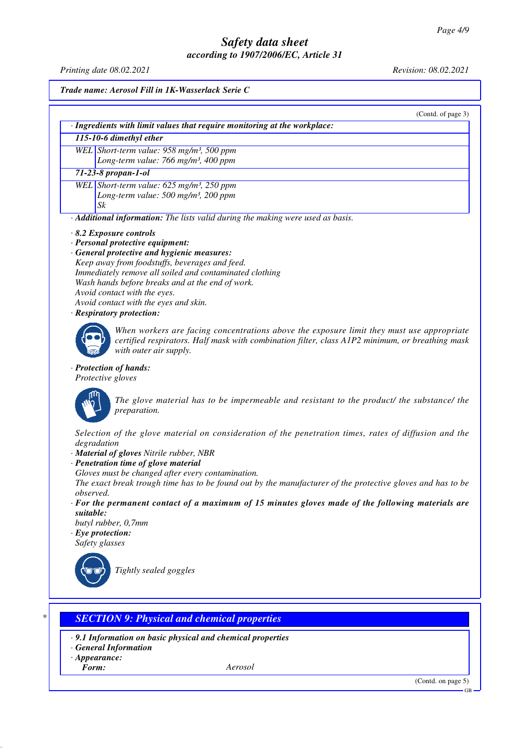*Trade name: Aerosol Fill in 1K-Wasserlack Serie C*

(Contd. of page 3)

· **Ingredients with limit values that require monitoring at the workplace:**

| **115-10-6 dimethyl ether** | |
|---|---|
| WEL | Short-term value: 958 mg/m³, 500 ppm<br>Long-term value: 766 mg/m³, 400 ppm |
| **71-23-8 propan-1-ol** | |
| WEL | Short-term value: 625 mg/m³, 250 ppm<br>Long-term value: 500 mg/m³, 200 ppm<br>Sk |

· **Additional information:** The lists valid during the making were used as basis.

· **8.2 Exposure controls**
· **Personal protective equipment:**
· **General protective and hygienic measures:**
Keep away from foodstuffs, beverages and feed.
Immediately remove all soiled and contaminated clothing
Wash hands before breaks and at the end of work.
Avoid contact with the eyes.
Avoid contact with the eyes and skin.
· **Respiratory protection:**

When workers are facing concentrations above the exposure limit they must use appropriate certified respirators. Half mask with combination filter, class A1P2 minimum, or breathing mask with outer air supply.

· **Protection of hands:**
Protective gloves

The glove material has to be impermeable and resistant to the product/ the substance/ the preparation.

Selection of the glove material on consideration of the penetration times, rates of diffusion and the degradation
· **Material of gloves** Nitrile rubber, NBR
· **Penetration time of glove material**
Gloves must be changed after every contamination.
The exact break trough time has to be found out by the manufacturer of the protective gloves and has to be observed.
· **For the permanent contact of a maximum of 15 minutes gloves made of the following materials are suitable:**
butyl rubber, 0,7mm
· **Eye protection:**
Safety glasses

Tightly sealed goggles

## SECTION 9: Physical and chemical properties

· **9.1 Information on basic physical and chemical properties**
· **General Information**
· **Appearance:**
**Form:** Aerosol

(Contd. on page 5)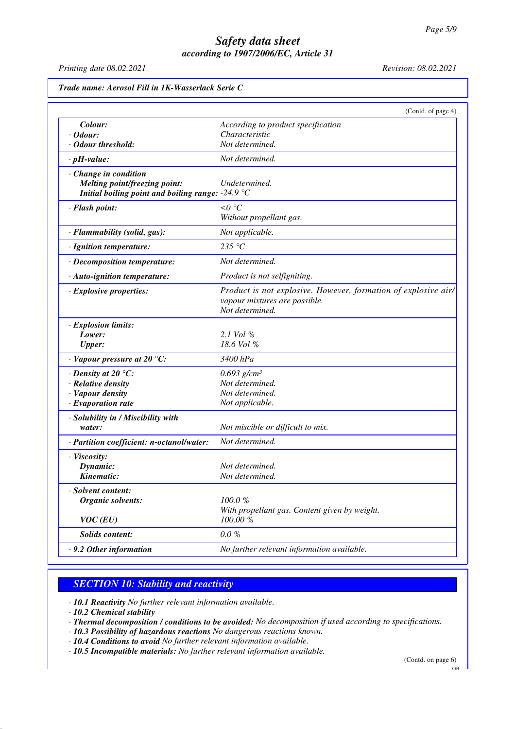*Trade name: Aerosol Fill in 1K-Wasserlack Serie C*

(Contd. of page 4)

| | |
|---|---|
| **Colour:** | According to product specification |
| · **Odour:** | Characteristic |
| · **Odour threshold:** | Not determined. |
| · **pH-value:** | Not determined. |
| · **Change in condition** | |
| **Melting point/freezing point:** | Undetermined. |
| **Initial boiling point and boiling range:** | -24.9 °C |
| · **Flash point:** | <0 °C<br>Without propellant gas. |
| · **Flammability (solid, gas):** | Not applicable. |
| · **Ignition temperature:** | 235 °C |
| · **Decomposition temperature:** | Not determined. |
| · **Auto-ignition temperature:** | Product is not selfigniting. |
| · **Explosive properties:** | Product is not explosive. However, formation of explosive air/vapour mixtures are possible.<br>Not determined. |
| · **Explosion limits:** | |
| **Lower:** | 2.1 Vol % |
| **Upper:** | 18.6 Vol % |
| · **Vapour pressure at 20 °C:** | 3400 hPa |
| · **Density at 20 °C:** | 0.693 g/cm³ |
| · **Relative density** | Not determined. |
| · **Vapour density** | Not determined. |
| · **Evaporation rate** | Not applicable. |
| · **Solubility in / Miscibility with water:** | Not miscible or difficult to mix. |
| · **Partition coefficient: n-octanol/water:** | Not determined. |
| · **Viscosity:** | |
| **Dynamic:** | Not determined. |
| **Kinematic:** | Not determined. |
| · **Solvent content:** | |
| **Organic solvents:** | 100.0 %<br>With propellant gas. Content given by weight. |
| **VOC (EU)** | 100.00 % |
| **Solids content:** | 0.0 % |
| · **9.2 Other information** | No further relevant information available. |

## SECTION 10: Stability and reactivity

· **10.1 Reactivity** No further relevant information available.
· **10.2 Chemical stability**
· **Thermal decomposition / conditions to be avoided:** No decomposition if used according to specifications.
· **10.3 Possibility of hazardous reactions** No dangerous reactions known.
· **10.4 Conditions to avoid** No further relevant information available.
· **10.5 Incompatible materials:** No further relevant information available.

(Contd. on page 6)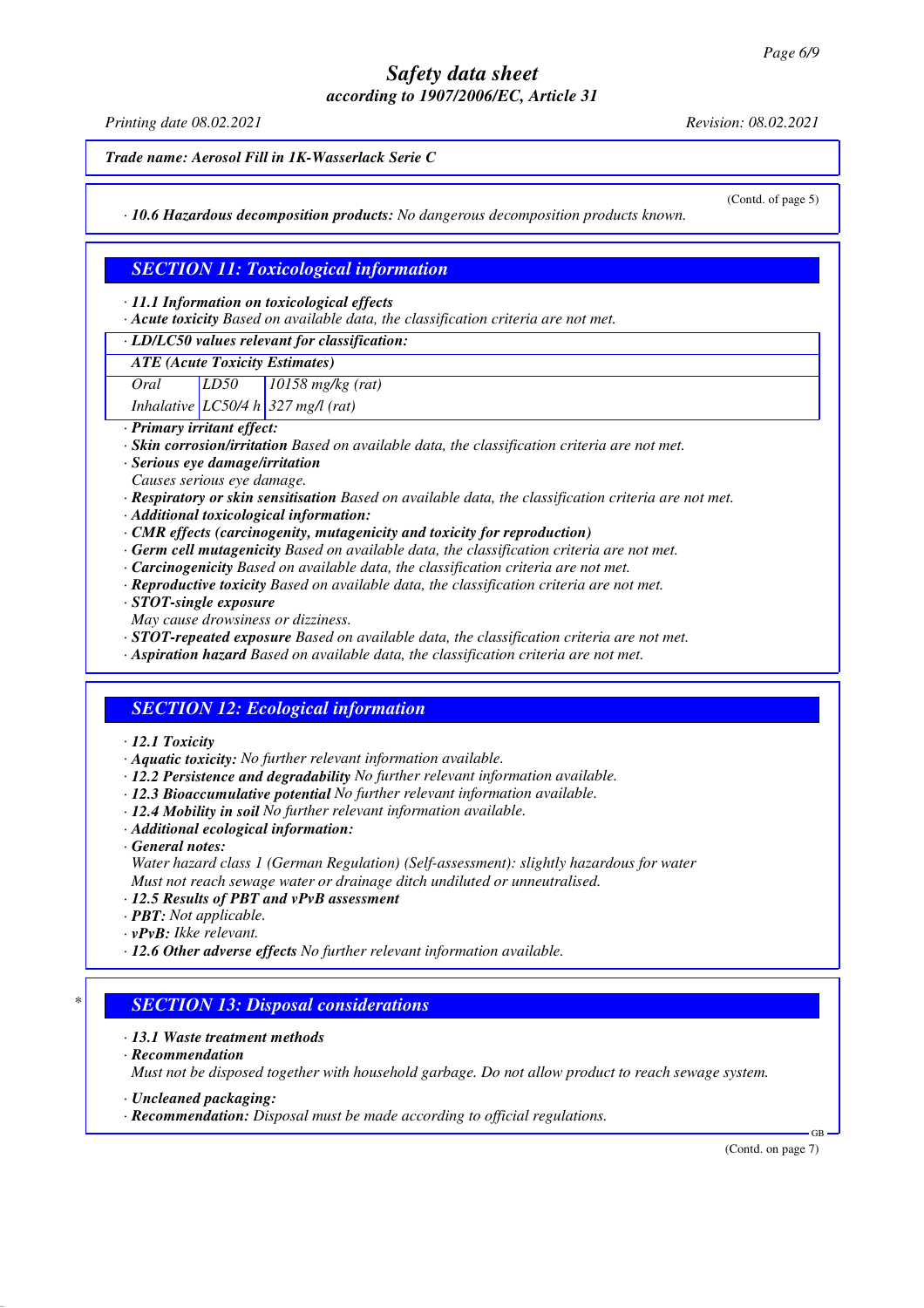*Trade name: Aerosol Fill in 1K-Wasserlack Serie C*

(Contd. of page 5)

· **10.6 Hazardous decomposition products:** No dangerous decomposition products known.

## SECTION 11: Toxicological information

· **11.1 Information on toxicological effects**
· **Acute toxicity** Based on available data, the classification criteria are not met.

· **LD/LC50 values relevant for classification:**

| **ATE (Acute Toxicity Estimates)** | | |
|---|---|---|
| Oral | LD50 | 10158 mg/kg (rat) |
| Inhalative | LC50/4 h | 327 mg/l (rat) |

· **Primary irritant effect:**
· **Skin corrosion/irritation** Based on available data, the classification criteria are not met.
· **Serious eye damage/irritation**
Causes serious eye damage.
· **Respiratory or skin sensitisation** Based on available data, the classification criteria are not met.
· **Additional toxicological information:**
· **CMR effects (carcinogenity, mutagenicity and toxicity for reproduction)**
· **Germ cell mutagenicity** Based on available data, the classification criteria are not met.
· **Carcinogenicity** Based on available data, the classification criteria are not met.
· **Reproductive toxicity** Based on available data, the classification criteria are not met.
· **STOT-single exposure**
May cause drowsiness or dizziness.
· **STOT-repeated exposure** Based on available data, the classification criteria are not met.
· **Aspiration hazard** Based on available data, the classification criteria are not met.

## SECTION 12: Ecological information

· **12.1 Toxicity**
· **Aquatic toxicity:** No further relevant information available.
· **12.2 Persistence and degradability** No further relevant information available.
· **12.3 Bioaccumulative potential** No further relevant information available.
· **12.4 Mobility in soil** No further relevant information available.
· **Additional ecological information:**
· **General notes:**
Water hazard class 1 (German Regulation) (Self-assessment): slightly hazardous for water
Must not reach sewage water or drainage ditch undiluted or unneutralised.
· **12.5 Results of PBT and vPvB assessment**
· **PBT:** Not applicable.
· **vPvB:** Ikke relevant.
· **12.6 Other adverse effects** No further relevant information available.

## * SECTION 13: Disposal considerations

· **13.1 Waste treatment methods**
· **Recommendation**
Must not be disposed together with household garbage. Do not allow product to reach sewage system.

· **Uncleaned packaging:**
· **Recommendation:** Disposal must be made according to official regulations.

(Contd. on page 7)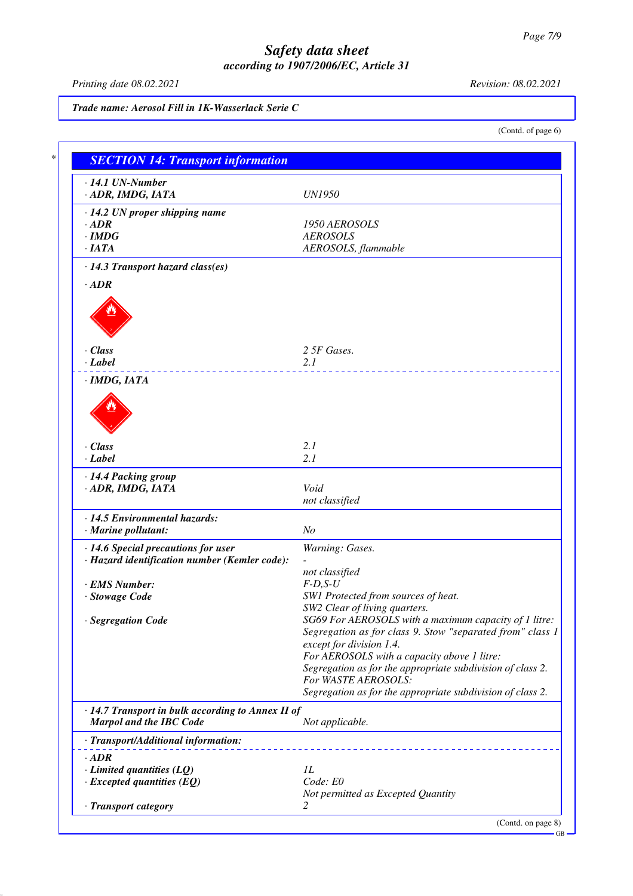Trade name: Aerosol Fill in 1K-Wasserlack Serie C

(Contd. of page 6)

## SECTION 14: Transport information

| | |
|---|---|
| · **14.1 UN-Number** | |
| · **ADR, IMDG, IATA** | UN1950 |
| · **14.2 UN proper shipping name** | |
| · **ADR** | 1950 AEROSOLS |
| · **IMDG** | AEROSOLS |
| · **IATA** | AEROSOLS, flammable |
| · **14.3 Transport hazard class(es)** | |
| · **ADR** | |
| · **Class** | 2 5F Gases. |
| · **Label** | 2.1 |
| · **IMDG, IATA** | |
| · **Class** | 2.1 |
| · **Label** | 2.1 |
| · **14.4 Packing group** | |
| · **ADR, IMDG, IATA** | Void<br>not classified |
| · **14.5 Environmental hazards:** | |
| · **Marine pollutant:** | No |
| · **14.6 Special precautions for user** | Warning: Gases. |
| · **Hazard identification number (Kemler code):** | -<br>not classified |
| · **EMS Number:** | F-D,S-U |
| · **Stowage Code** | SW1 Protected from sources of heat.<br>SW2 Clear of living quarters. |
| · **Segregation Code** | SG69 For AEROSOLS with a maximum capacity of 1 litre: Segregation as for class 9. Stow "separated from" class 1 except for division 1.4.<br>For AEROSOLS with a capacity above 1 litre: Segregation as for the appropriate subdivision of class 2.<br>For WASTE AEROSOLS:<br>Segregation as for the appropriate subdivision of class 2. |
| · **14.7 Transport in bulk according to Annex II of Marpol and the IBC Code** | Not applicable. |
| · **Transport/Additional information:** | |
| · **ADR** | |
| · **Limited quantities (LQ)** | 1L |
| · **Excepted quantities (EQ)** | Code: E0<br>Not permitted as Excepted Quantity |
| · **Transport category** | 2 |

(Contd. on page 8)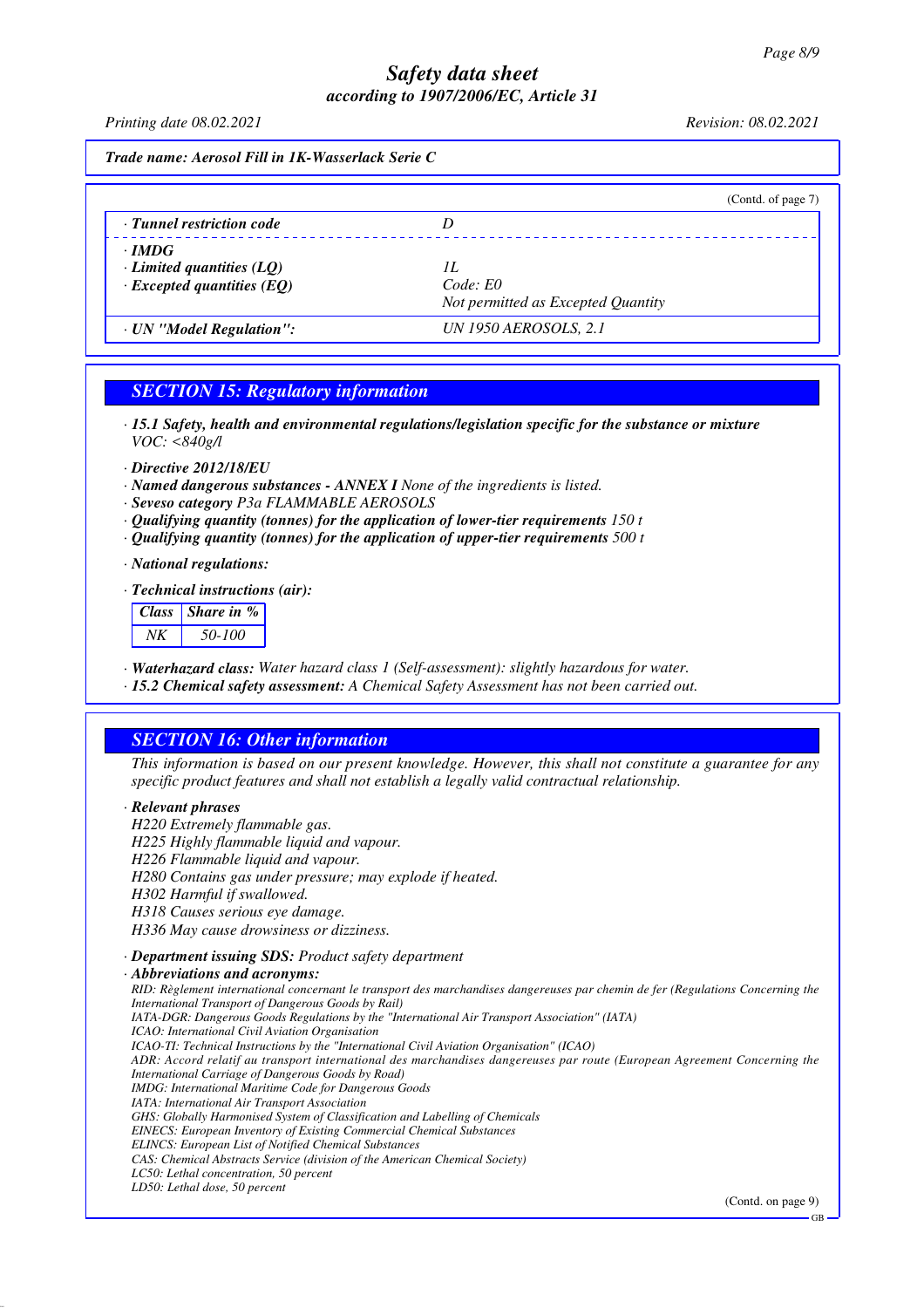# Safety data sheet
## according to 1907/2006/EC, Article 31

*Printing date 08.02.2021* *Revision: 08.02.2021*

***Trade name: Aerosol Fill in 1K-Wasserlack Serie C***

(Contd. of page 7)

| | |
|---|---|
| · ***Tunnel restriction code*** | *D* |
| · ***IMDG*** | |
| · ***Limited quantities (LQ)*** | *1L* |
| · ***Excepted quantities (EQ)*** | *Code: E0*<br>*Not permitted as Excepted Quantity* |
| · ***UN "Model Regulation":*** | *UN 1950 AEROSOLS, 2.1* |

## SECTION 15: Regulatory information

· ***15.1 Safety, health and environmental regulations/legislation specific for the substance or mixture***
*VOC: <840g/l*

· ***Directive 2012/18/EU***
· ***Named dangerous substances - ANNEX I*** *None of the ingredients is listed.*
· ***Seveso category*** *P3a FLAMMABLE AEROSOLS*
· ***Qualifying quantity (tonnes) for the application of lower-tier requirements*** *150 t*
· ***Qualifying quantity (tonnes) for the application of upper-tier requirements*** *500 t*

· ***National regulations:***

· ***Technical instructions (air):***

| Class | Share in % |
|---|---|
| NK | 50-100 |

· ***Waterhazard class:*** *Water hazard class 1 (Self-assessment): slightly hazardous for water.*
· ***15.2 Chemical safety assessment:*** *A Chemical Safety Assessment has not been carried out.*

## SECTION 16: Other information

*This information is based on our present knowledge. However, this shall not constitute a guarantee for any specific product features and shall not establish a legally valid contractual relationship.*

· ***Relevant phrases***
*H220 Extremely flammable gas.*
*H225 Highly flammable liquid and vapour.*
*H226 Flammable liquid and vapour.*
*H280 Contains gas under pressure; may explode if heated.*
*H302 Harmful if swallowed.*
*H318 Causes serious eye damage.*
*H336 May cause drowsiness or dizziness.*

· ***Department issuing SDS:*** *Product safety department*
· ***Abbreviations and acronyms:***
*RID: Règlement international concernant le transport des marchandises dangereuses par chemin de fer (Regulations Concerning the International Transport of Dangerous Goods by Rail)*
*IATA-DGR: Dangerous Goods Regulations by the "International Air Transport Association" (IATA)*
*ICAO: International Civil Aviation Organisation*
*ICAO-TI: Technical Instructions by the "International Civil Aviation Organisation" (ICAO)*
*ADR: Accord relatif au transport international des marchandises dangereuses par route (European Agreement Concerning the International Carriage of Dangerous Goods by Road)*
*IMDG: International Maritime Code for Dangerous Goods*
*IATA: International Air Transport Association*
*GHS: Globally Harmonised System of Classification and Labelling of Chemicals*
*EINECS: European Inventory of Existing Commercial Chemical Substances*
*ELINCS: European List of Notified Chemical Substances*
*CAS: Chemical Abstracts Service (division of the American Chemical Society)*
*LC50: Lethal concentration, 50 percent*
*LD50: Lethal dose, 50 percent*

(Contd. on page 9)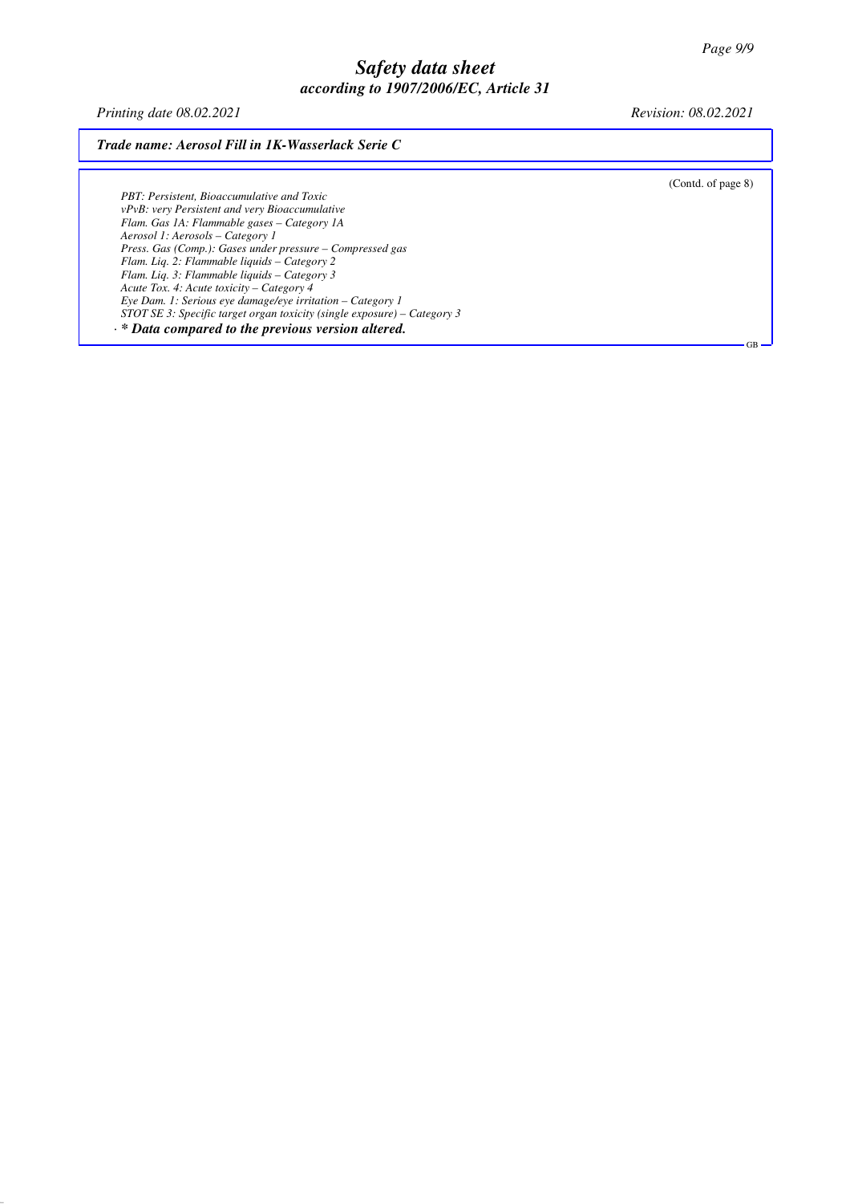(Contd. of page 8)

*PBT: Persistent, Bioaccumulative and Toxic*
*vPvB: very Persistent and very Bioaccumulative*
*Flam. Gas 1A: Flammable gases – Category 1A*
*Aerosol 1: Aerosols – Category 1*
*Press. Gas (Comp.): Gases under pressure – Compressed gas*
*Flam. Liq. 2: Flammable liquids – Category 2*
*Flam. Liq. 3: Flammable liquids – Category 3*
*Acute Tox. 4: Acute toxicity – Category 4*
*Eye Dam. 1: Serious eye damage/eye irritation – Category 1*
*STOT SE 3: Specific target organ toxicity (single exposure) – Category 3*

· ***\* Data compared to the previous version altered.***